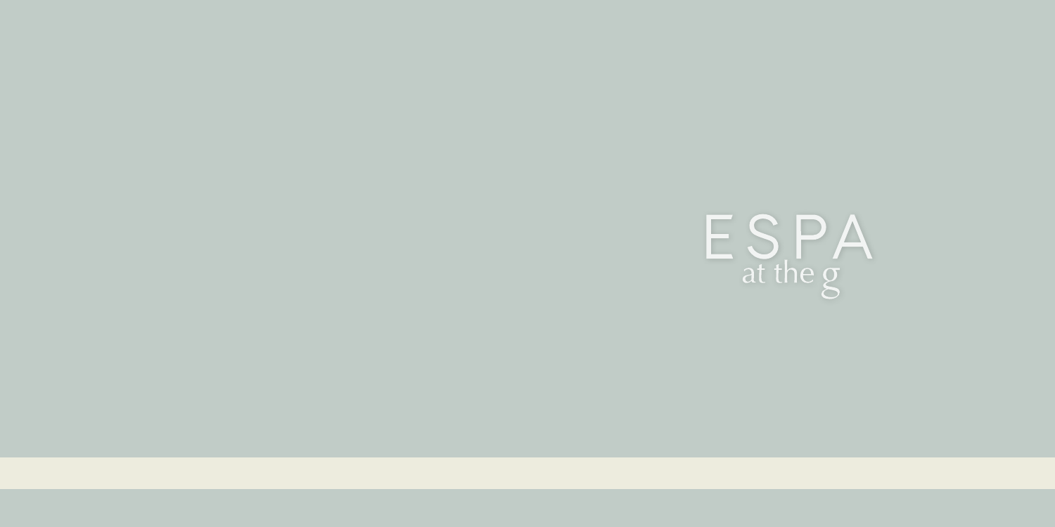# ESPA
at the g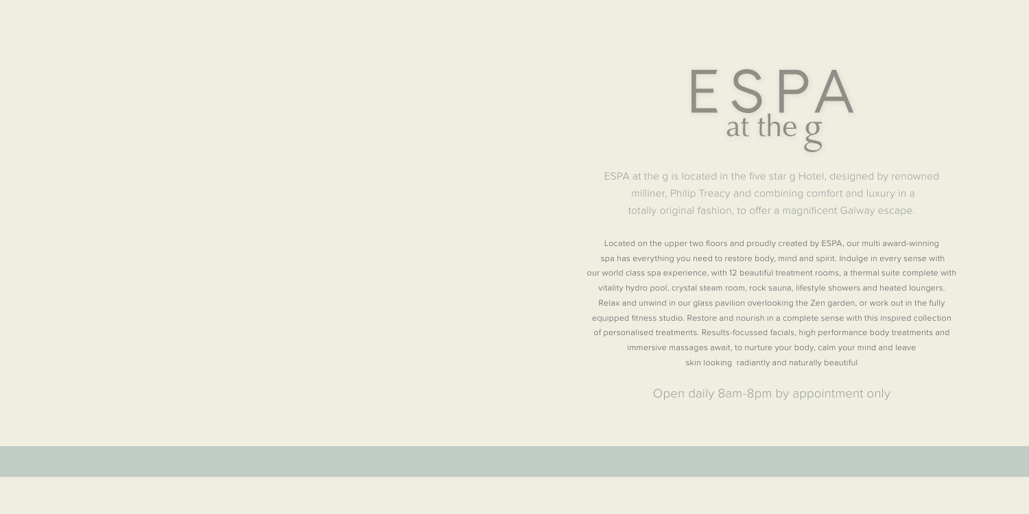# ESPA at the g

ESPA at the g is located in the five star g Hotel, designed by renowned milliner, Philip Treacy and combining comfort and luxury in a totally original fashion, to offer a magnificent Galway escape.

Located on the upper two floors and proudly created by ESPA, our multi award-winning spa has everything you need to restore body, mind and spirit. Indulge in every sense with our world class spa experience, with 12 beautiful treatment rooms, a thermal suite complete with vitality hydro pool, crystal steam room, rock sauna, lifestyle showers and heated loungers. Relax and unwind in our glass pavilion overlooking the Zen garden, or work out in the fully equipped fitness studio. Restore and nourish in a complete sense with this inspired collection of personalised treatments. Results-focussed facials, high performance body treatments and immersive massages await, to nurture your body, calm your mind and leave skin looking radiantly and naturally beautiful

Open daily 8am-8pm by appointment only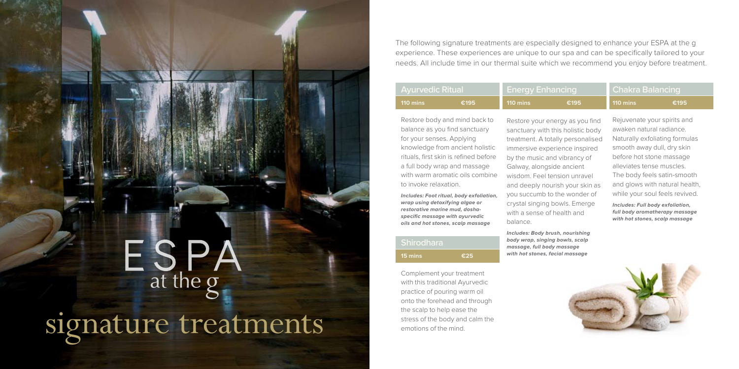# ESPA at the g

# signature treatments

The following signature treatments are especially designed to enhance your ESPA at the g experience. These experiences are unique to our spa and can be specifically tailored to your needs. All include time in our thermal suite which we recommend you enjoy before treatment.

## Ayurvedic Ritual

**110 mins** | **€195**

Restore body and mind back to balance as you find sanctuary for your senses. Applying knowledge from ancient holistic rituals, first skin is refined before a full body wrap and massage with warm aromatic oils combine to invoke relaxation.

***Includes: Foot ritual, body exfoliation, wrap using detoxifying algae or restorative marine mud, dosha-specific massage with ayurvedic oils and hot stones, scalp massage***

## Shirodhara

**15 mins** | **€25**

Complement your treatment with this traditional Ayurvedic practice of pouring warm oil onto the forehead and through the scalp to help ease the stress of the body and calm the emotions of the mind.

## Energy Enhancing

**110 mins** | **€195**

Restore your energy as you find sanctuary with this holistic body treatment. A totally personalised immersive experience inspired by the music and vibrancy of Galway, alongside ancient wisdom. Feel tension unravel and deeply nourish your skin as you succumb to the wonder of crystal singing bowls. Emerge with a sense of health and balance.

***Includes: Body brush, nourishing body wrap, singing bowls, scalp massage, full body massage with hot stones, facial massage***

## Chakra Balancing

**110 mins** | **€195**

Rejuvenate your spirits and awaken natural radiance. Naturally exfoliating formulas smooth away dull, dry skin before hot stone massage alleviates tense muscles. The body feels satin-smooth and glows with natural health, while your soul feels revived.

***Includes: Full body exfoliation, full body aromatherapy massage with hot stones, scalp massage***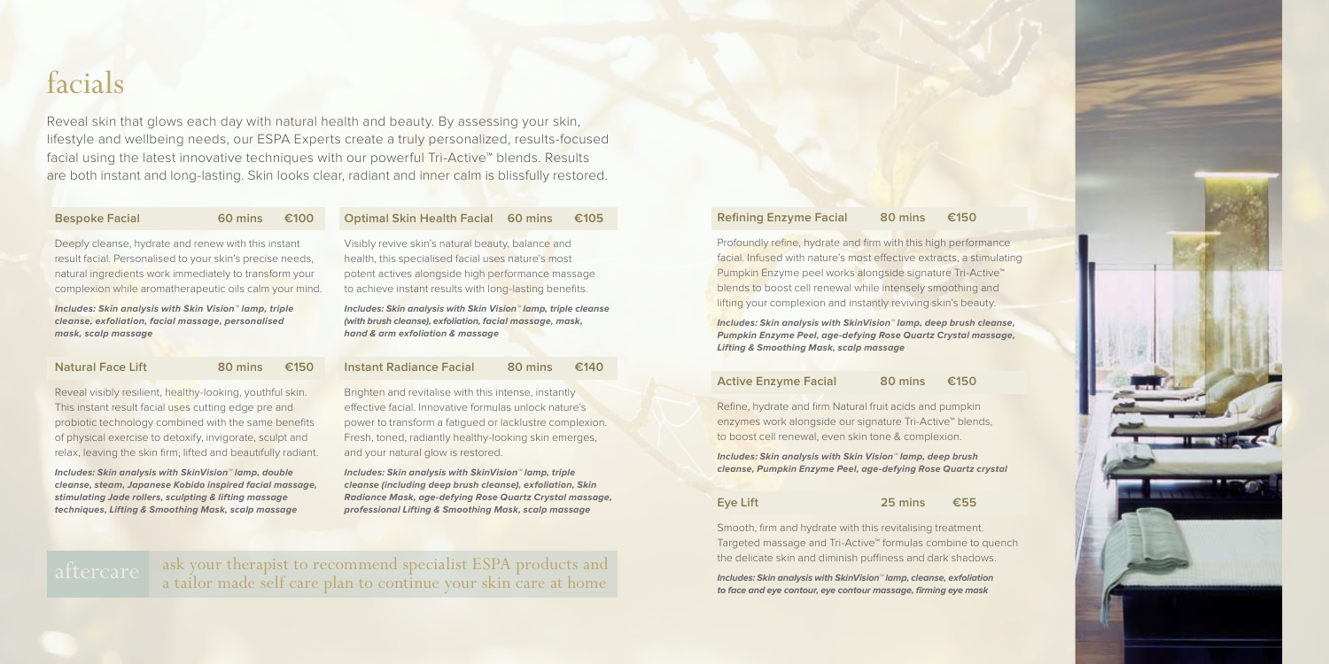# facials

Reveal skin that glows each day with natural health and beauty. By assessing your skin, lifestyle and wellbeing needs, our ESPA Experts create a truly personalized, results-focused facial using the latest innovative techniques with our powerful Tri-Active™ blends. Results are both instant and long-lasting. Skin looks clear, radiant and inner calm is blissfully restored.

### Bespoke Facial — 60 mins — €100

Deeply cleanse, hydrate and renew with this instant result facial. Personalised to your skin's precise needs, natural ingredients work immediately to transform your complexion while aromatherapeutic oils calm your mind.

***Includes: Skin analysis with Skin Vision™ lamp, triple cleanse, exfoliation, facial massage, personalised mask, scalp massage***

### Natural Face Lift — 80 mins — €150

Reveal visibly resilient, healthy-looking, youthful skin. This instant result facial uses cutting edge pre and probiotic technology combined with the same benefits of physical exercise to detoxify, invigorate, sculpt and relax, leaving the skin firm, lifted and beautifully radiant.

***Includes: Skin analysis with SkinVision™ lamp, double cleanse, steam, Japanese Kobido inspired facial massage, stimulating Jade rollers, sculpting & lifting massage techniques, Lifting & Smoothing Mask, scalp massage***

### Optimal Skin Health Facial — 60 mins — €105

Visibly revive skin's natural beauty, balance and health, this specialised facial uses nature's most potent actives alongside high performance massage to achieve instant results with long-lasting benefits.

***Includes: Skin analysis with Skin Vision™ lamp, triple cleanse (with brush cleanse), exfoliation, facial massage, mask, hand & arm exfoliation & massage***

### Instant Radiance Facial — 80 mins — €140

Brighten and revitalise with this intense, instantly effective facial. Innovative formulas unlock nature's power to transform a fatigued or lacklustre complexion. Fresh, toned, radiantly healthy-looking skin emerges, and your natural glow is restored.

***Includes: Skin analysis with SkinVision™ lamp, triple cleanse (including deep brush cleanse), exfoliation, Skin Radiance Mask, age-defying Rose Quartz Crystal massage, professional Lifting & Smoothing Mask, scalp massage***

**aftercare** ask your therapist to recommend specialist ESPA products and a tailor made self care plan to continue your skin care at home

### Refining Enzyme Facial — 80 mins — €150

Profoundly refine, hydrate and firm with this high performance facial. Infused with nature's most effective extracts, a stimulating Pumpkin Enzyme peel works alongside signature Tri-Active™ blends to boost cell renewal while intensely smoothing and lifting your complexion and instantly reviving skin's beauty.

***Includes: Skin analysis with SkinVision™ lamp, deep brush cleanse, Pumpkin Enzyme Peel, age-defying Rose Quartz Crystal massage, Lifting & Smoothing Mask, scalp massage***

### Active Enzyme Facial — 80 mins — €150

Refine, hydrate and firm Natural fruit acids and pumpkin enzymes work alongside our signature Tri-Active™ blends, to boost cell renewal, even skin tone & complexion.

***Includes: Skin analysis with Skin Vision™ lamp, deep brush cleanse, Pumpkin Enzyme Peel, age-defying Rose Quartz crystal***

### Eye Lift — 25 mins — €55

Smooth, firm and hydrate with this revitalising treatment. Targeted massage and Tri-Active™ formulas combine to quench the delicate skin and diminish puffiness and dark shadows.

***Includes: Skin analysis with SkinVision™ lamp, cleanse, exfoliation to face and eye contour, eye contour massage, firming eye mask***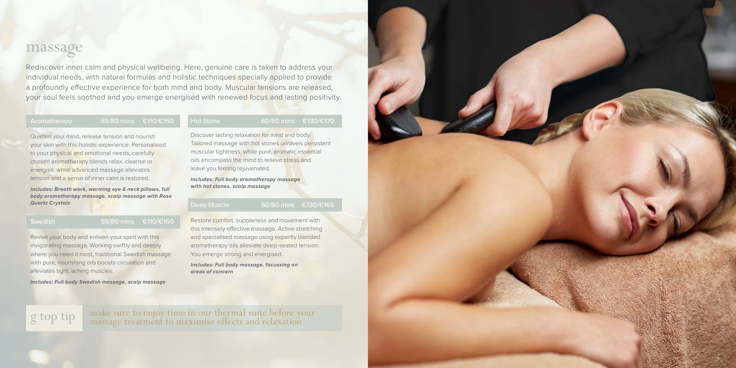# massage

Rediscover inner calm and physical wellbeing. Here, genuine care is taken to address your individual needs, with natural formulas and holistic techniques specially applied to provide a profoundly effective experience for both mind and body. Muscular tensions are released, your soul feels soothed and you emerge energised with renewed focus and lasting positivity.

### Aromatherapy — 55/80 mins — €110/€150

Quieten your mind, release tension and nourish your skin with this holistic experience. Personalised to your physical and emotional needs, carefully chosen aromatherapy blends relax, cleanse or energise, while advanced massage alleviates tension and a sense of inner calm is restored.

***Includes: Breath work, warming eye & neck pillows, full body aromatherapy massage, scalp massage with Rose Quartz Crystals***

### Swedish — 55/80 mins — €110/€150

Revive your body and enliven your spirit with this invigorating massage. Working swiftly and deeply where you need it most, traditional Swedish massage with pure, nourishing oils boosts circulation and alleviates tight, aching muscles.

***Includes: Full body Swedish massage, scalp massage***

### Hot Stone — 60/80 mins — €130/€170

Discover lasting relaxation for mind and body. Tailored massage with hot stones unravels persistent muscular tightness, while pure, aromatic essential oils encompass the mind to relieve stress and leave you feeling rejuvenated.

***Includes: Full body aromatherapy massage with hot stones, scalp massage***

### Deep Muscle — 60/80 mins — €130/€165

Restore comfort, suppleness and movement with this intensely effective massage. Active stretching and specialised massage using expertly blended aromatherapy oils alleviate deep-seated tension. You emerge strong and energised.

***Includes: Full body massage, focussing on areas of concern***

**g top tip** make sure to enjoy time in our thermal suite before your massage treatment to maximise effects and relaxation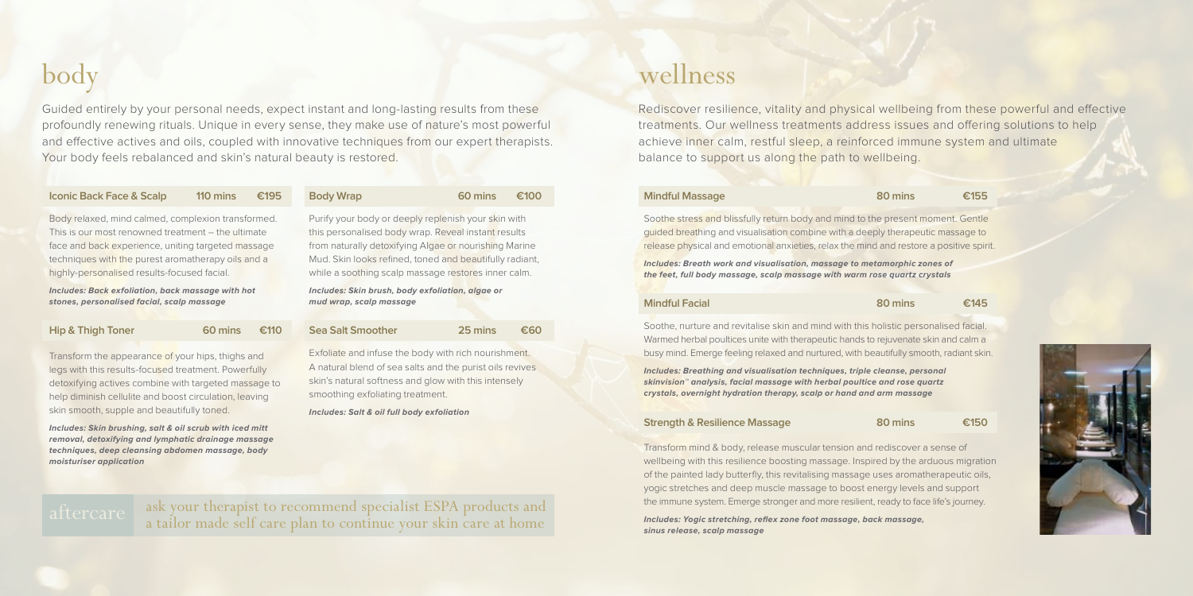# body

Guided entirely by your personal needs, expect instant and long-lasting results from these profoundly renewing rituals. Unique in every sense, they make use of nature's most powerful and effective actives and oils, coupled with innovative techniques from our expert therapists. Your body feels rebalanced and skin's natural beauty is restored.

### Iconic Back Face & Scalp — 110 mins — €195

Body relaxed, mind calmed, complexion transformed. This is our most renowned treatment – the ultimate face and back experience, uniting targeted massage techniques with the purest aromatherapy oils and a highly-personalised results-focused facial.

***Includes: Back exfoliation, back massage with hot stones, personalised facial, scalp massage***

### Hip & Thigh Toner — 60 mins — €110

Transform the appearance of your hips, thighs and legs with this results-focused treatment. Powerfully detoxifying actives combine with targeted massage to help diminish cellulite and boost circulation, leaving skin smooth, supple and beautifully toned.

***Includes: Skin brushing, salt & oil scrub with iced mitt removal, detoxifying and lymphatic drainage massage techniques, deep cleansing abdomen massage, body moisturiser application***

### Body Wrap — 60 mins — €100

Purify your body or deeply replenish your skin with this personalised body wrap. Reveal instant results from naturally detoxifying Algae or nourishing Marine Mud. Skin looks refined, toned and beautifully radiant, while a soothing scalp massage restores inner calm.

***Includes: Skin brush, body exfoliation, algae or mud wrap, scalp massage***

### Sea Salt Smoother — 25 mins — €60

Exfoliate and infuse the body with rich nourishment. A natural blend of sea salts and the purist oils revives skin's natural softness and glow with this intensely smoothing exfoliating treatment.

***Includes: Salt & oil full body exfoliation***

**aftercare** ask your therapist to recommend specialist ESPA products and a tailor made self care plan to continue your skin care at home

# wellness

Rediscover resilience, vitality and physical wellbeing from these powerful and effective treatments. Our wellness treatments address issues and offering solutions to help achieve inner calm, restful sleep, a reinforced immune system and ultimate balance to support us along the path to wellbeing.

### Mindful Massage — 80 mins — €155

Soothe stress and blissfully return body and mind to the present moment. Gentle guided breathing and visualisation combine with a deeply therapeutic massage to release physical and emotional anxieties, relax the mind and restore a positive spirit.

***Includes: Breath work and visualisation, massage to metamorphic zones of the feet, full body massage, scalp massage with warm rose quartz crystals***

### Mindful Facial — 80 mins — €145

Soothe, nurture and revitalise skin and mind with this holistic personalised facial. Warmed herbal poultices unite with therapeutic hands to rejuvenate skin and calm a busy mind. Emerge feeling relaxed and nurtured, with beautifully smooth, radiant skin.

***Includes: Breathing and visualisation techniques, triple cleanse, personal skinvision™ analysis, facial massage with herbal poultice and rose quartz crystals, overnight hydration therapy, scalp or hand and arm massage***

### Strength & Resilience Massage — 80 mins — €150

Transform mind & body, release muscular tension and rediscover a sense of wellbeing with this resilience boosting massage. Inspired by the arduous migration of the painted lady butterfly, this revitalising massage uses aromatherapeutic oils, yogic stretches and deep muscle massage to boost energy levels and support the immune system. Emerge stronger and more resilient, ready to face life's journey.

***Includes: Yogic stretching, reflex zone foot massage, back massage, sinus release, scalp massage***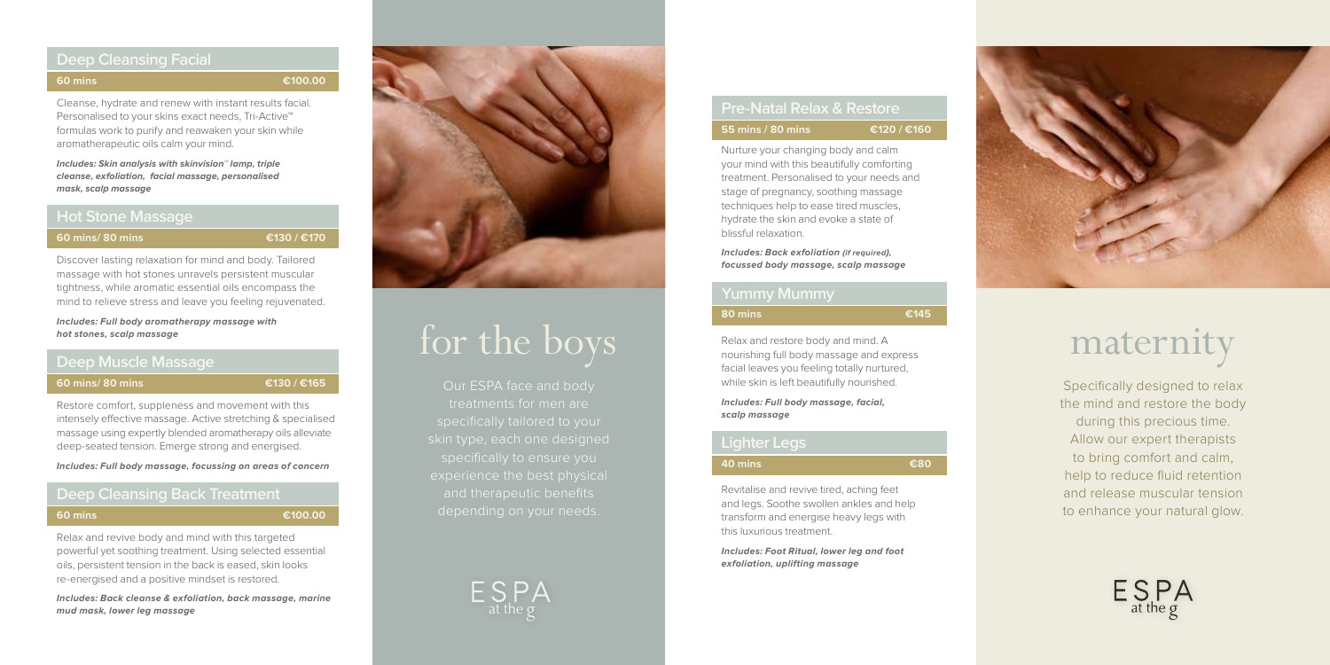## Deep Cleansing Facial

**60 mins** **€100.00**

Cleanse, hydrate and renew with instant results facial. Personalised to your skins exact needs, Tri-Active™ formulas work to purify and reawaken your skin while aromatherapeutic oils calm your mind.

***Includes: Skin analysis with skinvision™ lamp, triple cleanse, exfoliation, facial massage, personalised mask, scalp massage***

## Hot Stone Massage

**60 mins/ 80 mins** **€130 / €170**

Discover lasting relaxation for mind and body. Tailored massage with hot stones unravels persistent muscular tightness, while aromatic essential oils encompass the mind to relieve stress and leave you feeling rejuvenated.

***Includes: Full body aromatherapy massage with hot stones, scalp massage***

## Deep Muscle Massage

**60 mins/ 80 mins** **€130 / €165**

Restore comfort, suppleness and movement with this intensely effective massage. Active stretching & specialised massage using expertly blended aromatherapy oils alleviate deep-seated tension. Emerge strong and energised.

***Includes: Full body massage, focussing on areas of concern***

## Deep Cleansing Back Treatment

**60 mins** **€100.00**

Relax and revive body and mind with this targeted powerful yet soothing treatment. Using selected essential oils, persistent tension in the back is eased, skin looks re-energised and a positive mindset is restored.

***Includes: Back cleanse & exfoliation, back massage, marine mud mask, lower leg massage***

# for the boys

Our ESPA face and body treatments for men are specifically tailored to your skin type, each one designed specifically to ensure you experience the best physical and therapeutic benefits depending on your needs.

ESPA at the g

## Pre-Natal Relax & Restore

**55 mins / 80 mins** **€120 / €160**

Nurture your changing body and calm your mind with this beautifully comforting treatment. Personalised to your needs and stage of pregnancy, soothing massage techniques help to ease tired muscles, hydrate the skin and evoke a state of blissful relaxation.

***Includes: Back exfoliation (if required), focussed body massage, scalp massage***

## Yummy Mummy

**80 mins** **€145**

Relax and restore body and mind. A nourishing full body massage and express facial leaves you feeling totally nurtured, while skin is left beautifully nourished.

***Includes: Full body massage, facial, scalp massage***

## Lighter Legs

**40 mins** **€80**

Revitalise and revive tired, aching feet and legs. Soothe swollen ankles and help transform and energise heavy legs with this luxurious treatment.

***Includes: Foot Ritual, lower leg and foot exfoliation, uplifting massage***

# maternity

Specifically designed to relax the mind and restore the body during this precious time. Allow our expert therapists to bring comfort and calm, help to reduce fluid retention and release muscular tension to enhance your natural glow.

ESPA at the g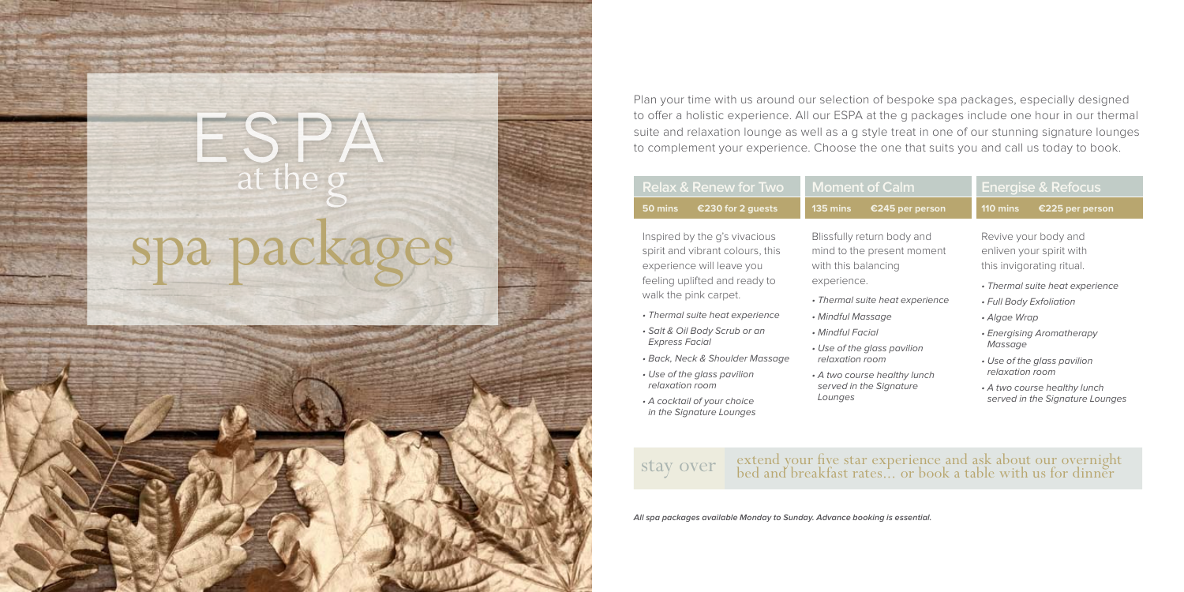# ESPA at the g spa packages

Plan your time with us around our selection of bespoke spa packages, especially designed to offer a holistic experience. All our ESPA at the g packages include one hour in our thermal suite and relaxation lounge as well as a g style treat in one of our stunning signature lounges to complement your experience. Choose the one that suits you and call us today to book.

## Relax & Renew for Two

**50 mins** **€230 for 2 guests**

Inspired by the g's vivacious spirit and vibrant colours, this experience will leave you feeling uplifted and ready to walk the pink carpet.

- *Thermal suite heat experience*
- *Salt & Oil Body Scrub or an Express Facial*
- *Back, Neck & Shoulder Massage*
- *Use of the glass pavilion relaxation room*
- *A cocktail of your choice in the Signature Lounges*

## Moment of Calm

**135 mins** **€245 per person**

Blissfully return body and mind to the present moment with this balancing experience.

- *Thermal suite heat experience*
- *Mindful Massage*
- *Mindful Facial*
- *Use of the glass pavilion relaxation room*
- *A two course healthy lunch served in the Signature Lounges*

## Energise & Refocus

**110 mins** **€225 per person**

Revive your body and enliven your spirit with this invigorating ritual.

- *Thermal suite heat experience*
- *Full Body Exfoliation*
- *Algae Wrap*
- *Energising Aromatherapy Massage*
- *Use of the glass pavilion relaxation room*
- *A two course healthy lunch served in the Signature Lounges*

**stay over** extend your five star experience and ask about our overnight bed and breakfast rates... or book a table with us for dinner

***All spa packages available Monday to Sunday. Advance booking is essential.***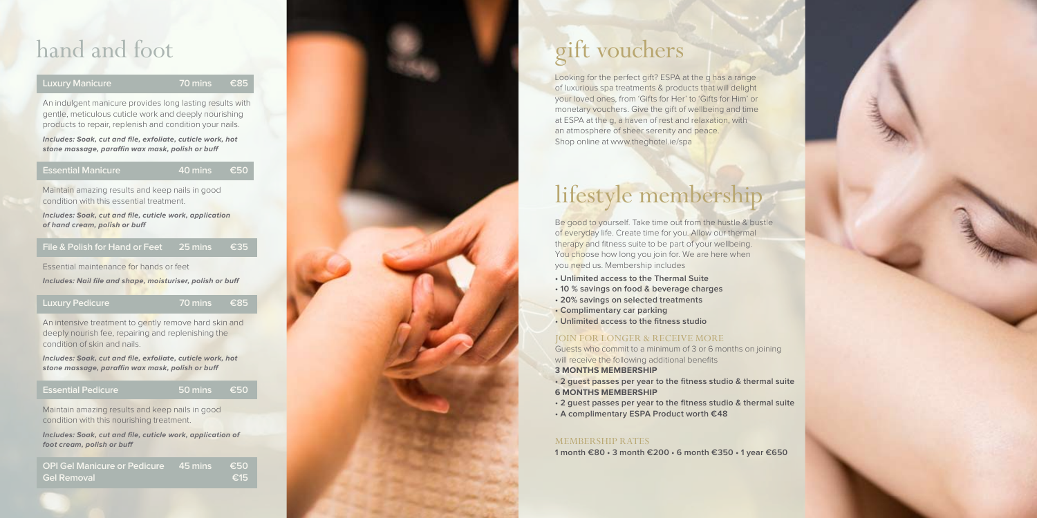# hand and foot

| Luxury Manicure | 70 mins | €85 |
|---|---|---|

An indulgent manicure provides long lasting results with gentle, meticulous cuticle work and deeply nourishing products to repair, replenish and condition your nails.

***Includes: Soak, cut and file, exfoliate, cuticle work, hot stone massage, paraffin wax mask, polish or buff***

| Essential Manicure | 40 mins | €50 |
|---|---|---|

Maintain amazing results and keep nails in good condition with this essential treatment.

***Includes: Soak, cut and file, cuticle work, application of hand cream, polish or buff***

| File & Polish for Hand or Feet | 25 mins | €35 |
|---|---|---|

Essential maintenance for hands or feet

***Includes: Nail file and shape, moisturiser, polish or buff***

| Luxury Pedicure | 70 mins | €85 |
|---|---|---|

An intensive treatment to gently remove hard skin and deeply nourish fee, repairing and replenishing the condition of skin and nails.

***Includes: Soak, cut and file, exfoliate, cuticle work, hot stone massage, paraffin wax mask, polish or buff***

| Essential Pedicure | 50 mins | €50 |
|---|---|---|

Maintain amazing results and keep nails in good condition with this nourishing treatment.

***Includes: Soak, cut and file, cuticle work, application of foot cream, polish or buff***

| OPI Gel Manicure or Pedicure | 45 mins | €50 |
|---|---|---|
| Gel Removal | | €15 |

# gift vouchers

Looking for the perfect gift? ESPA at the g has a range of luxurious spa treatments & products that will delight your loved ones, from 'Gifts for Her' to 'Gifts for Him' or monetary vouchers. Give the gift of wellbeing and time at ESPA at the g, a haven of rest and relaxation, with an atmosphere of sheer serenity and peace. Shop online at www.theghotel.ie/spa

# lifestyle membership

Be good to yourself. Take time out from the hustle & bustle of everyday life. Create time for you. Allow our thermal therapy and fitness suite to be part of your wellbeing. You choose how long you join for. We are here when you need us. Membership includes

- **Unlimited access to the Thermal Suite**
- **10 % savings on food & beverage charges**
- **20% savings on selected treatments**
- **Complimentary car parking**
- **Unlimited access to the fitness studio**

## JOIN FOR LONGER & RECEIVE MORE

Guests who commit to a minimum of 3 or 6 months on joining will receive the following additional benefits

**3 MONTHS MEMBERSHIP**

- **2 guest passes per year to the fitness studio & thermal suite**

**6 MONTHS MEMBERSHIP**

- **2 guest passes per year to the fitness studio & thermal suite**
- **A complimentary ESPA Product worth €48**

## MEMBERSHIP RATES

**1 month €80 • 3 month €200 • 6 month €350 • 1 year €650**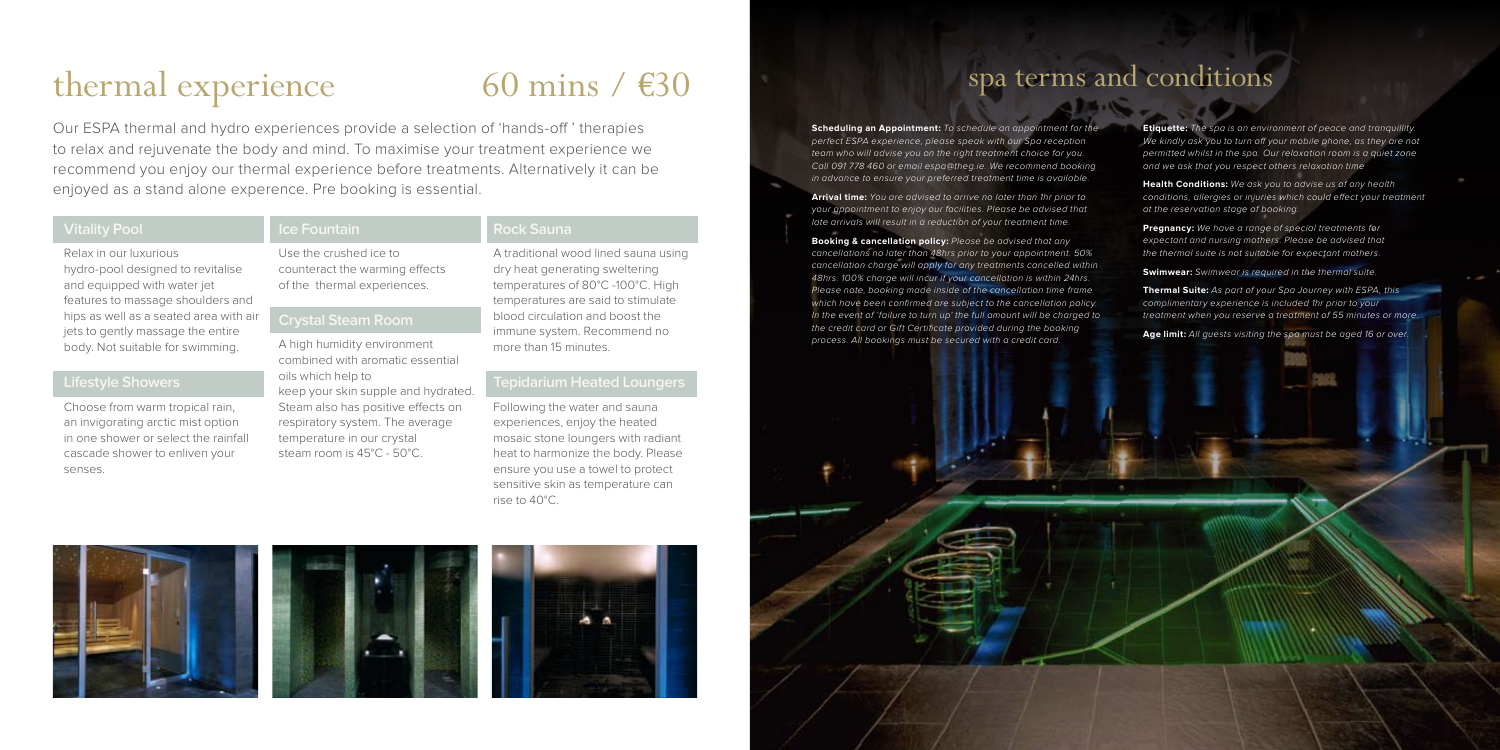# thermal experience 60 mins / €30

Our ESPA thermal and hydro experiences provide a selection of 'hands-off ' therapies to relax and rejuvenate the body and mind. To maximise your treatment experience we recommend you enjoy our thermal experience before treatments. Alternatively it can be enjoyed as a stand alone experence. Pre booking is essential.

### Vitality Pool

Relax in our luxurious hydro-pool designed to revitalise and equipped with water jet features to massage shoulders and hips as well as a seated area with air jets to gently massage the entire body. Not suitable for swimming.

### Lifestyle Showers

Choose from warm tropical rain, an invigorating arctic mist option in one shower or select the rainfall cascade shower to enliven your senses.

### Ice Fountain

Use the crushed ice to counteract the warming effects of the thermal experiences.

### Crystal Steam Room

A high humidity environment combined with aromatic essential oils which help to keep your skin supple and hydrated. Steam also has positive effects on respiratory system. The average temperature in our crystal steam room is 45°C - 50°C.

### Rock Sauna

A traditional wood lined sauna using dry heat generating sweltering temperatures of 80°C -100°C. High temperatures are said to stimulate blood circulation and boost the immune system. Recommend no more than 15 minutes.

### Tepidarium Heated Loungers

Following the water and sauna experiences, enjoy the heated mosaic stone loungers with radiant heat to harmonize the body. Please ensure you use a towel to protect sensitive skin as temperature can rise to 40°C.

# spa terms and conditions

**Scheduling an Appointment:** *To schedule an appointment for the perfect ESPA experience, please speak with our Spa reception team who will advise you on the right treatment choice for you. Call 091 778 460 or email espa@theg.ie. We recommend booking in advance to ensure your preferred treatment time is available.*

**Arrival time:** *You are advised to arrive no later than 1hr prior to your appointment to enjoy our facilities. Please be advised that late arrivals will result in a reduction of your treatment time.*

**Booking & cancellation policy:** *Please be advised that any cancellations no later than 48hrs prior to your appointment. 50% cancellation charge will apply for any treatments cancelled within 48hrs. 100% charge will incur if your cancellation is within 24hrs. Please note, booking made inside of the cancellation time frame which have been confirmed are subject to the cancellation policy. In the event of 'failure to turn up' the full amount will be charged to the credit card or Gift Certificate provided during the booking process. All bookings must be secured with a credit card.*

**Etiquette:** *The spa is an environment of peace and tranquillity. We kindly ask you to turn off your mobile phone, as they are not permitted whilst in the spa. Our relaxation room is a quiet zone and we ask that you respect others relaxation time*

**Health Conditions:** *We ask you to advise us of any health conditions, allergies or injuries which could effect your treatment at the reservation stage of booking.*

**Pregnancy:** *We have a range of special treatments for expectant and nursing mothers. Please be advised that the thermal suite is not suitable for expectant mothers.*

**Swimwear:** *Swimwear is required in the thermal suite.*

**Thermal Suite:** *As part of your Spa Journey with ESPA, this complimentary experience is included 1hr prior to your treatment when you reserve a treatment of 55 minutes or more.*

**Age limit:** *All guests visiting the spa must be aged 16 or over.*